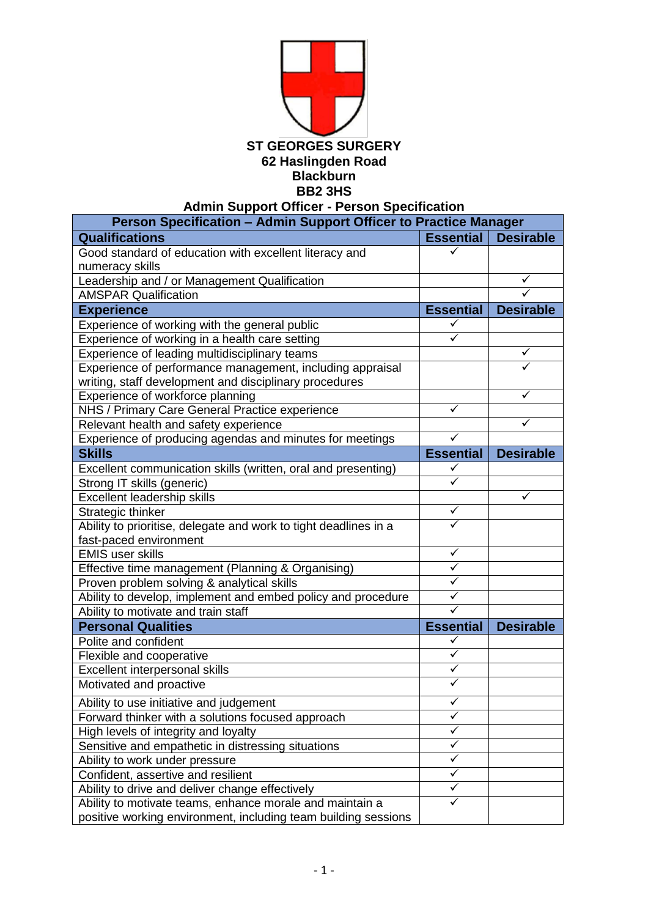**ST GEORGES SURGERY**
**62 Haslingden Road**
**Blackburn**
**BB2 3HS**

## Admin Support Officer - Person Specification

| Person Specification – Admin Support Officer to Practice Manager | | |
|---|---|---|
| **Qualifications** | **Essential** | **Desirable** |
| Good standard of education with excellent literacy and numeracy skills | ✓ | |
| Leadership and / or Management Qualification | | ✓ |
| AMSPAR Qualification | | ✓ |
| **Experience** | **Essential** | **Desirable** |
| Experience of working with the general public | ✓ | |
| Experience of working in a health care setting | ✓ | |
| Experience of leading multidisciplinary teams | | ✓ |
| Experience of performance management, including appraisal writing, staff development and disciplinary procedures | | ✓ |
| Experience of workforce planning | | ✓ |
| NHS / Primary Care General Practice experience | ✓ | |
| Relevant health and safety experience | | ✓ |
| Experience of producing agendas and minutes for meetings | ✓ | |
| **Skills** | **Essential** | **Desirable** |
| Excellent communication skills (written, oral and presenting) | ✓ | |
| Strong IT skills (generic) | ✓ | |
| Excellent leadership skills | | ✓ |
| Strategic thinker | ✓ | |
| Ability to prioritise, delegate and work to tight deadlines in a fast-paced environment | ✓ | |
| EMIS user skills | ✓ | |
| Effective time management (Planning & Organising) | ✓ | |
| Proven problem solving & analytical skills | ✓ | |
| Ability to develop, implement and embed policy and procedure | ✓ | |
| Ability to motivate and train staff | ✓ | |
| **Personal Qualities** | **Essential** | **Desirable** |
| Polite and confident | ✓ | |
| Flexible and cooperative | ✓ | |
| Excellent interpersonal skills | ✓ | |
| Motivated and proactive | ✓ | |
| Ability to use initiative and judgement | ✓ | |
| Forward thinker with a solutions focused approach | ✓ | |
| High levels of integrity and loyalty | ✓ | |
| Sensitive and empathetic in distressing situations | ✓ | |
| Ability to work under pressure | ✓ | |
| Confident, assertive and resilient | ✓ | |
| Ability to drive and deliver change effectively | ✓ | |
| Ability to motivate teams, enhance morale and maintain a positive working environment, including team building sessions | ✓ | |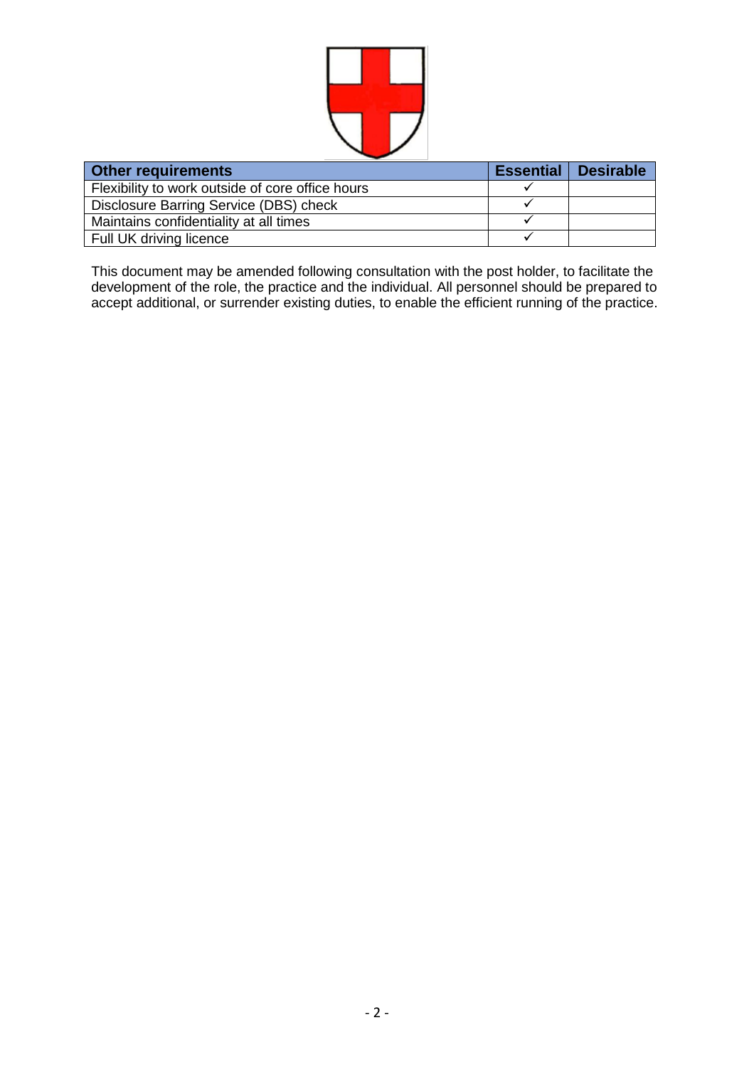| Other requirements | Essential | Desirable |
| --- | --- | --- |
| Flexibility to work outside of core office hours | ✓ | |
| Disclosure Barring Service (DBS) check | ✓ | |
| Maintains confidentiality at all times | ✓ | |
| Full UK driving licence | ✓ | |

This document may be amended following consultation with the post holder, to facilitate the development of the role, the practice and the individual. All personnel should be prepared to accept additional, or surrender existing duties, to enable the efficient running of the practice.